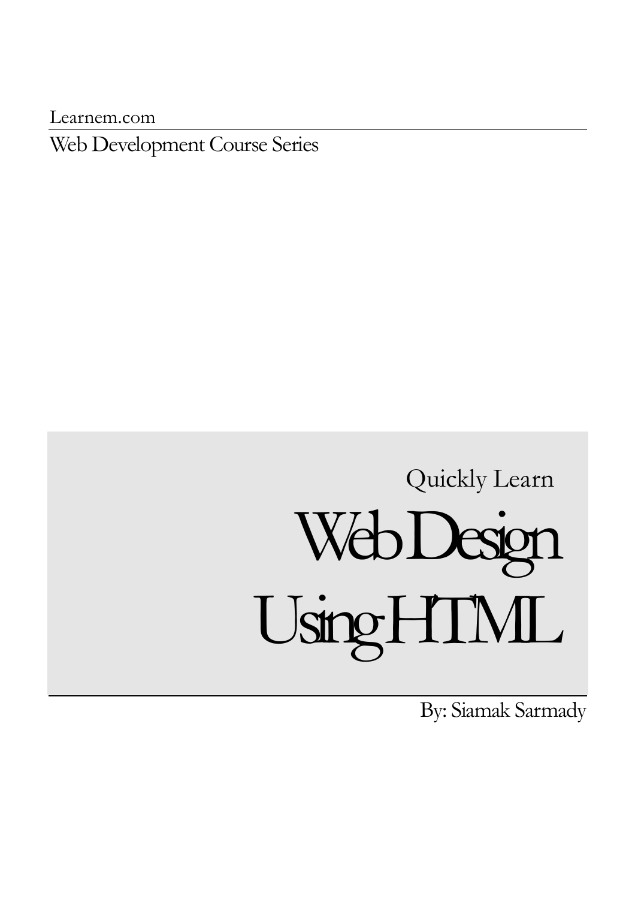Learnem.com

Web Development Course Series

Quickly Learn

# Web Design Using HTML

By: Siamak Sarmady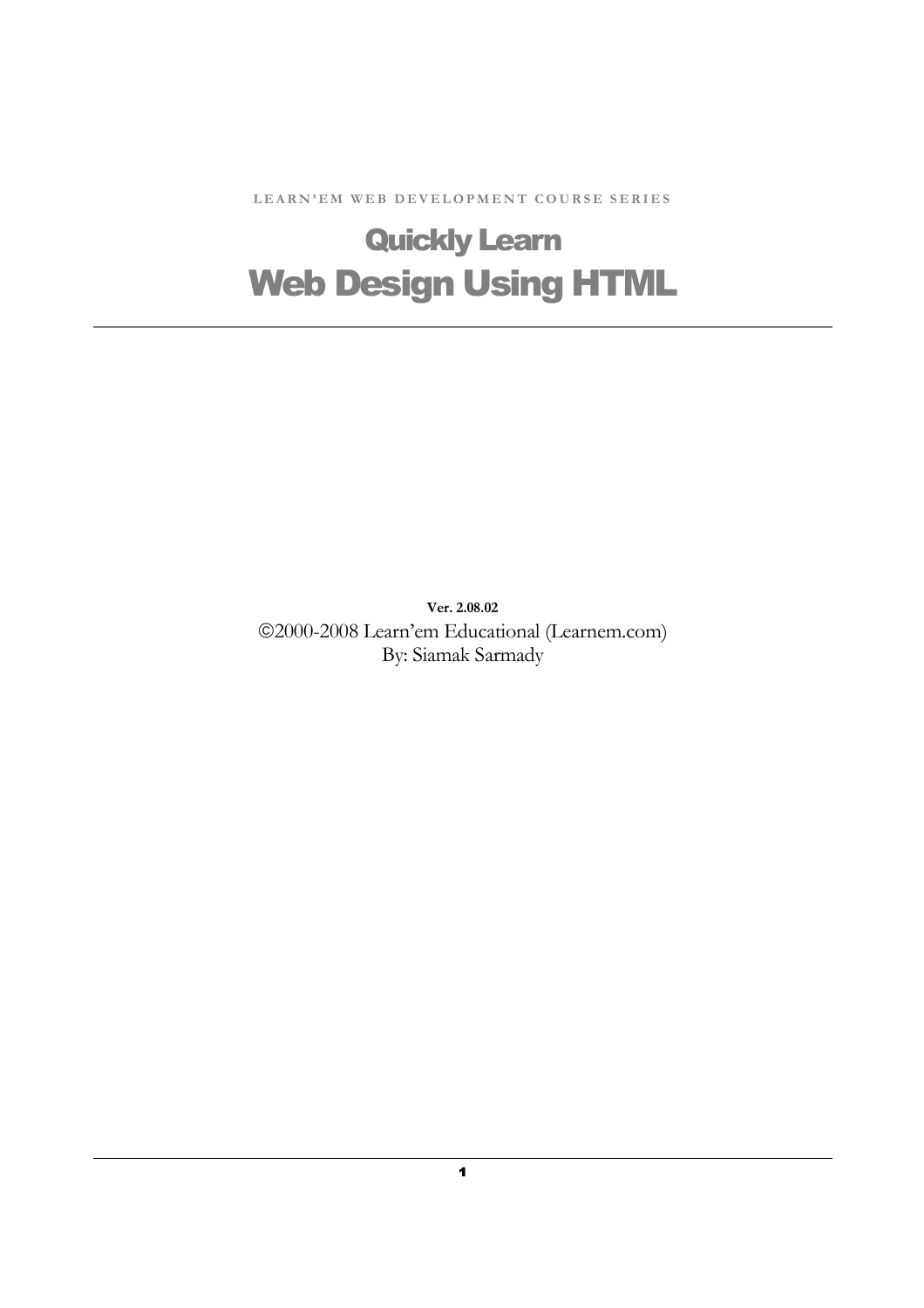LEARN'EM WEB DEVELOPMENT COURSE SERIES

# Quickly Learn
# Web Design Using HTML

**Ver. 2.08.02**

©2000-2008 Learn'em Educational (Learnem.com)

By: Siamak Sarmady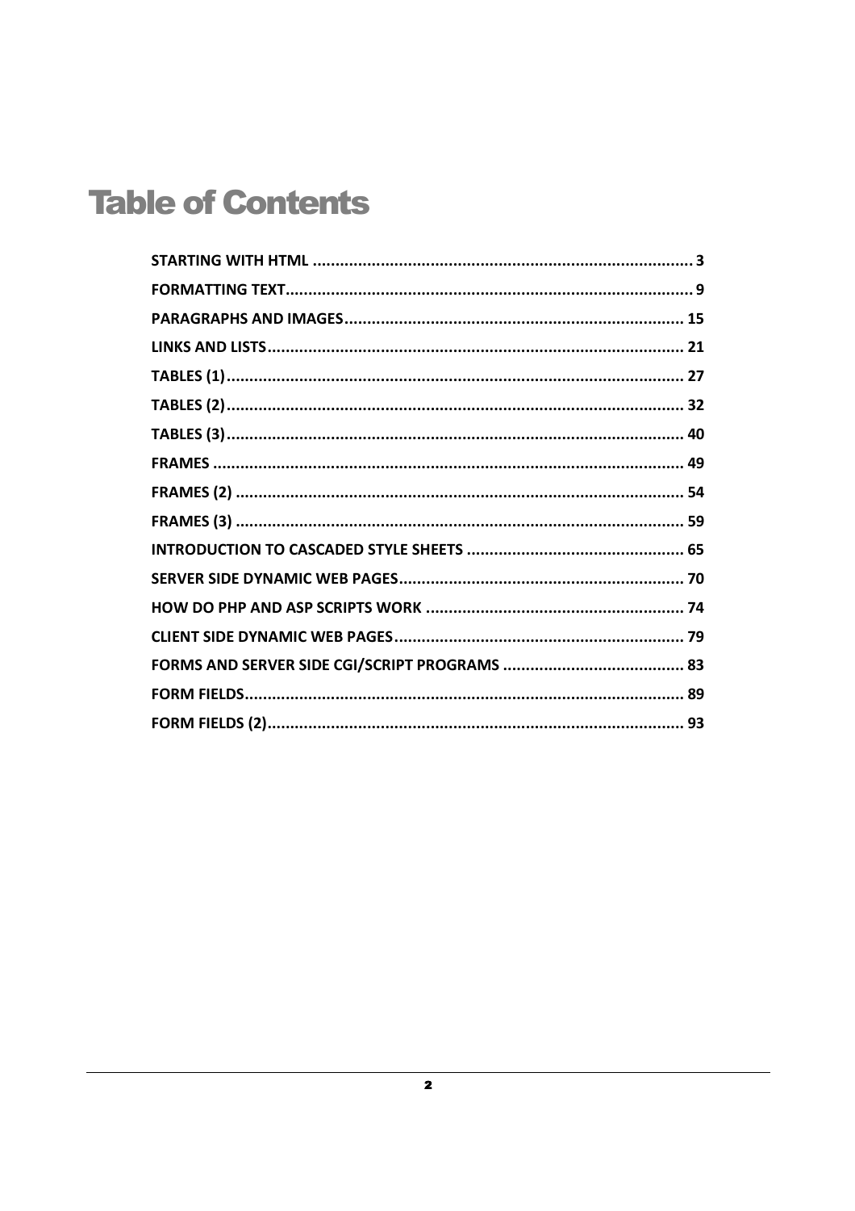# Table of Contents

STARTING WITH HTML ........................................................................................ 3
FORMATTING TEXT................................................................................................ 9
PARAGRAPHS AND IMAGES.................................................................................. 15
LINKS AND LISTS................................................................................................. 21
TABLES (1).......................................................................................................... 27
TABLES (2).......................................................................................................... 32
TABLES (3).......................................................................................................... 40
FRAMES ............................................................................................................ 49
FRAMES (2) ........................................................................................................ 54
FRAMES (3) ........................................................................................................ 59
INTRODUCTION TO CASCADED STYLE SHEETS ................................................... 65
SERVER SIDE DYNAMIC WEB PAGES.................................................................... 70
HOW DO PHP AND ASP SCRIPTS WORK .............................................................. 74
CLIENT SIDE DYNAMIC WEB PAGES..................................................................... 79
FORMS AND SERVER SIDE CGI/SCRIPT PROGRAMS ............................................ 83
FORM FIELDS...................................................................................................... 89
FORM FIELDS (2)................................................................................................. 93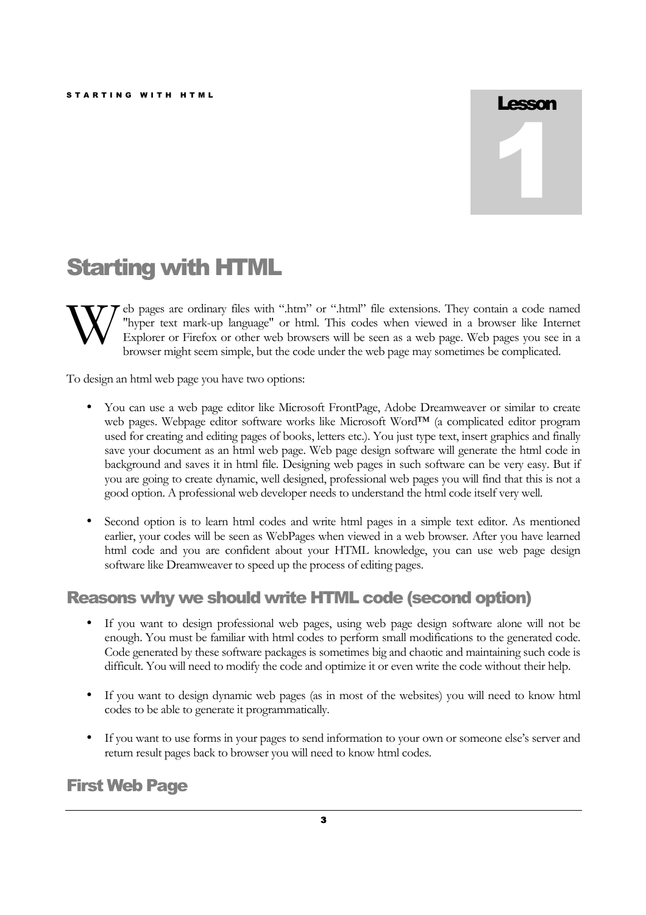Lesson

1

# Starting with HTML

Web pages are ordinary files with ".htm" or ".html" file extensions. They contain a code named "hyper text mark-up language" or html. This codes when viewed in a browser like Internet Explorer or Firefox or other web browsers will be seen as a web page. Web pages you see in a browser might seem simple, but the code under the web page may sometimes be complicated.

To design an html web page you have two options:

- You can use a web page editor like Microsoft FrontPage, Adobe Dreamweaver or similar to create web pages. Webpage editor software works like Microsoft Word™ (a complicated editor program used for creating and editing pages of books, letters etc.). You just type text, insert graphics and finally save your document as an html web page. Web page design software will generate the html code in background and saves it in html file. Designing web pages in such software can be very easy. But if you are going to create dynamic, well designed, professional web pages you will find that this is not a good option. A professional web developer needs to understand the html code itself very well.

- Second option is to learn html codes and write html pages in a simple text editor. As mentioned earlier, your codes will be seen as WebPages when viewed in a web browser. After you have learned html code and you are confident about your HTML knowledge, you can use web page design software like Dreamweaver to speed up the process of editing pages.

## Reasons why we should write HTML code (second option)

- If you want to design professional web pages, using web page design software alone will not be enough. You must be familiar with html codes to perform small modifications to the generated code. Code generated by these software packages is sometimes big and chaotic and maintaining such code is difficult. You will need to modify the code and optimize it or even write the code without their help.

- If you want to design dynamic web pages (as in most of the websites) you will need to know html codes to be able to generate it programmatically.

- If you want to use forms in your pages to send information to your own or someone else's server and return result pages back to browser you will need to know html codes.

## First Web Page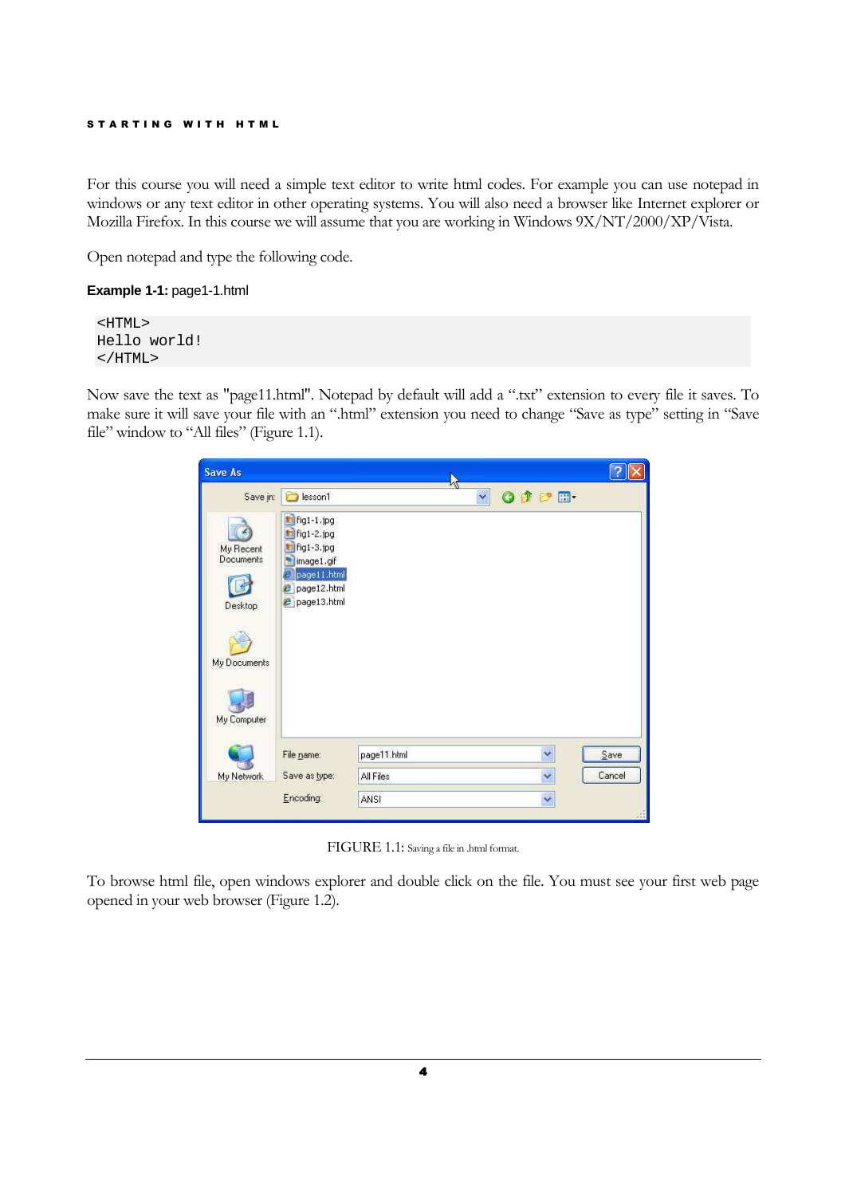## STARTING WITH HTML

For this course you will need a simple text editor to write html codes. For example you can use notepad in windows or any text editor in other operating systems. You will also need a browser like Internet explorer or Mozilla Firefox. In this course we will assume that you are working in Windows 9X/NT/2000/XP/Vista.

Open notepad and type the following code.

**Example 1-1:** page1-1.html

```
<HTML>
Hello world!
</HTML>
```

Now save the text as "page11.html". Notepad by default will add a ".txt" extension to every file it saves. To make sure it will save your file with an ".html" extension you need to change "Save as type" setting in "Save file" window to "All files" (Figure 1.1).

FIGURE 1.1: Saving a file in .html format.

To browse html file, open windows explorer and double click on the file. You must see your first web page opened in your web browser (Figure 1.2).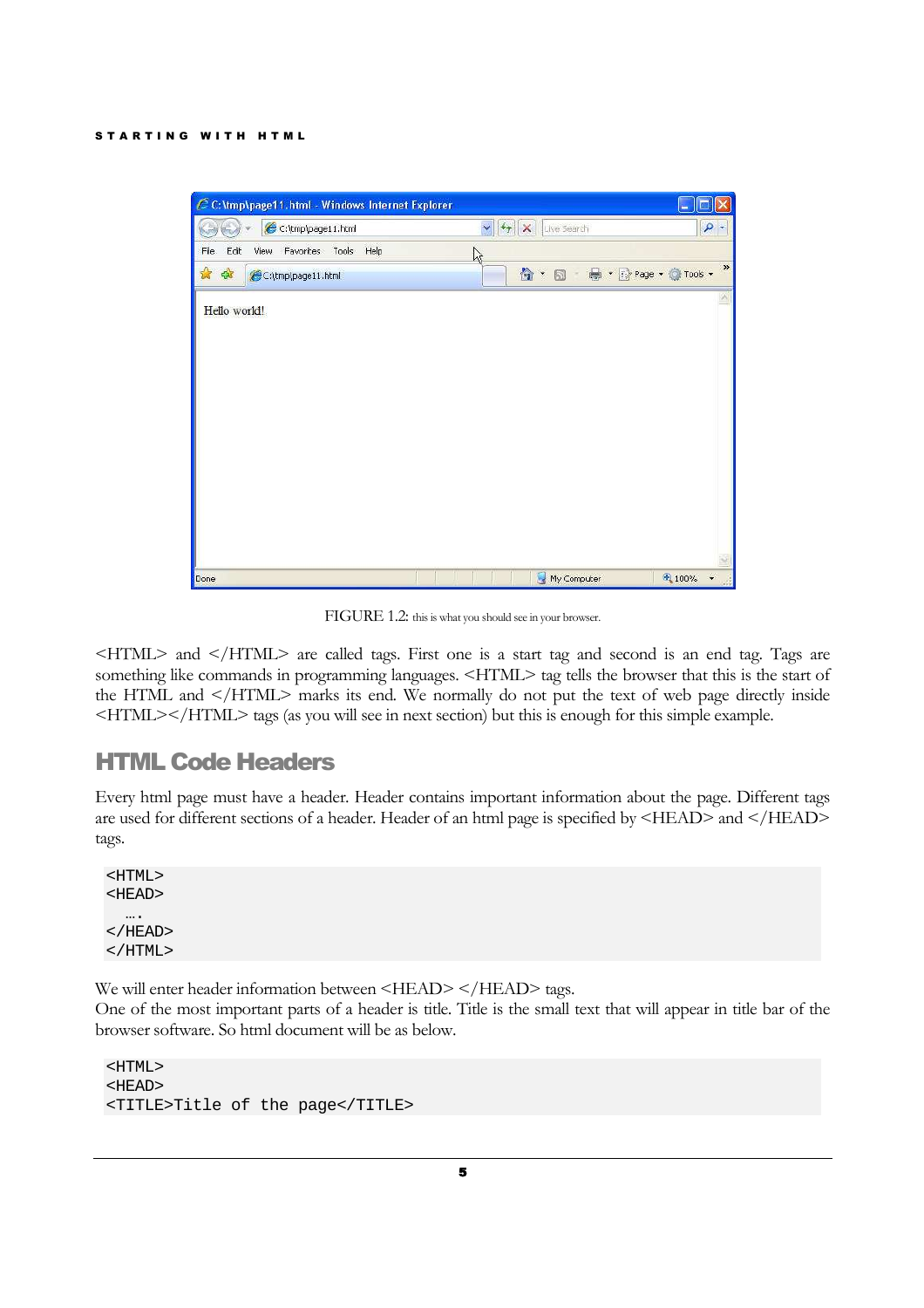FIGURE 1.2: this is what you should see in your browser.

<HTML> and </HTML> are called tags. First one is a start tag and second is an end tag. Tags are something like commands in programming languages. <HTML> tag tells the browser that this is the start of the HTML and </HTML> marks its end. We normally do not put the text of web page directly inside <HTML></HTML> tags (as you will see in next section) but this is enough for this simple example.

## HTML Code Headers

Every html page must have a header. Header contains important information about the page. Different tags are used for different sections of a header. Header of an html page is specified by <HEAD> and </HEAD> tags.

```
<HTML>
<HEAD>
  ….
</HEAD>
</HTML>
```

We will enter header information between <HEAD> </HEAD> tags.
One of the most important parts of a header is title. Title is the small text that will appear in title bar of the browser software. So html document will be as below.

```
<HTML>
<HEAD>
<TITLE>Title of the page</TITLE>
```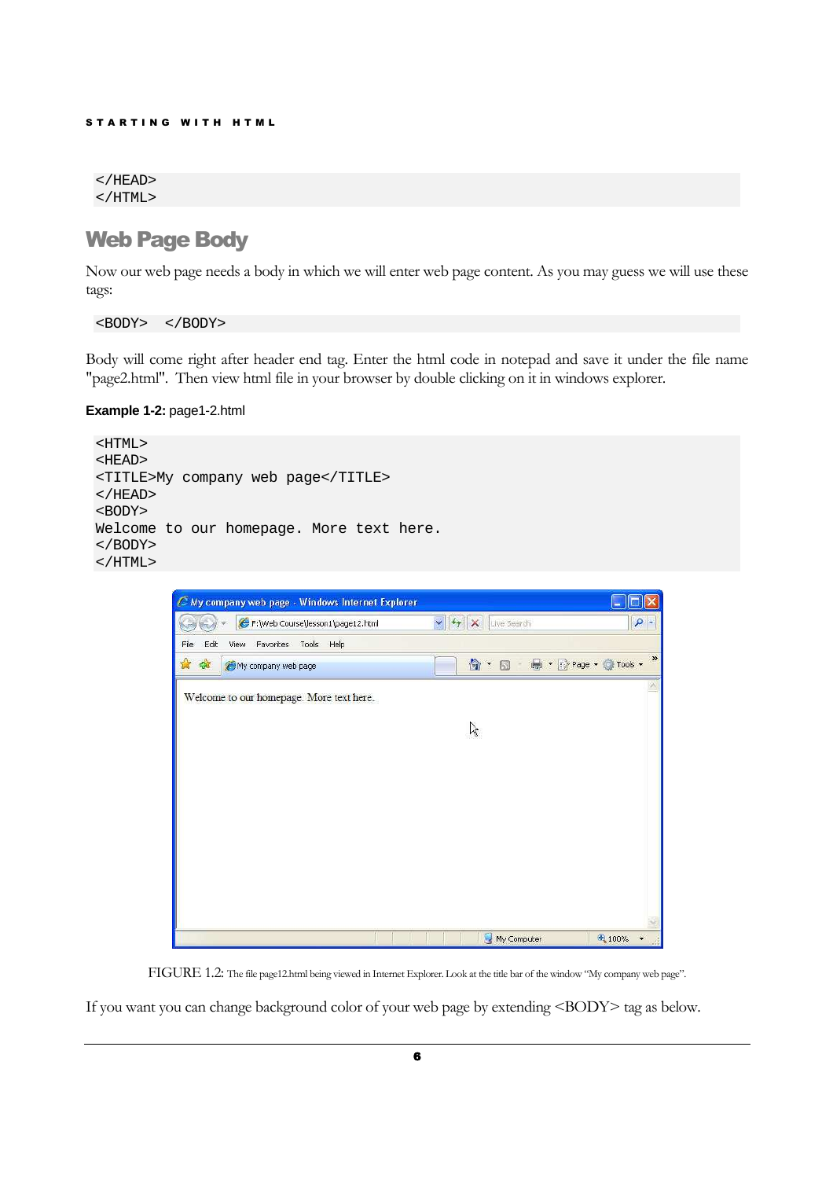```
</HEAD>
</HTML>
```

## Web Page Body

Now our web page needs a body in which we will enter web page content. As you may guess we will use these tags:

```
<BODY>  </BODY>
```

Body will come right after header end tag. Enter the html code in notepad and save it under the file name "page2.html". Then view html file in your browser by double clicking on it in windows explorer.

**Example 1-2:** page1-2.html

```
<HTML>
<HEAD>
<TITLE>My company web page</TITLE>
</HEAD>
<BODY>
Welcome to our homepage. More text here.
</BODY>
</HTML>
```

FIGURE 1.2: The file page12.html being viewed in Internet Explorer. Look at the title bar of the window "My company web page".

If you want you can change background color of your web page by extending <BODY> tag as below.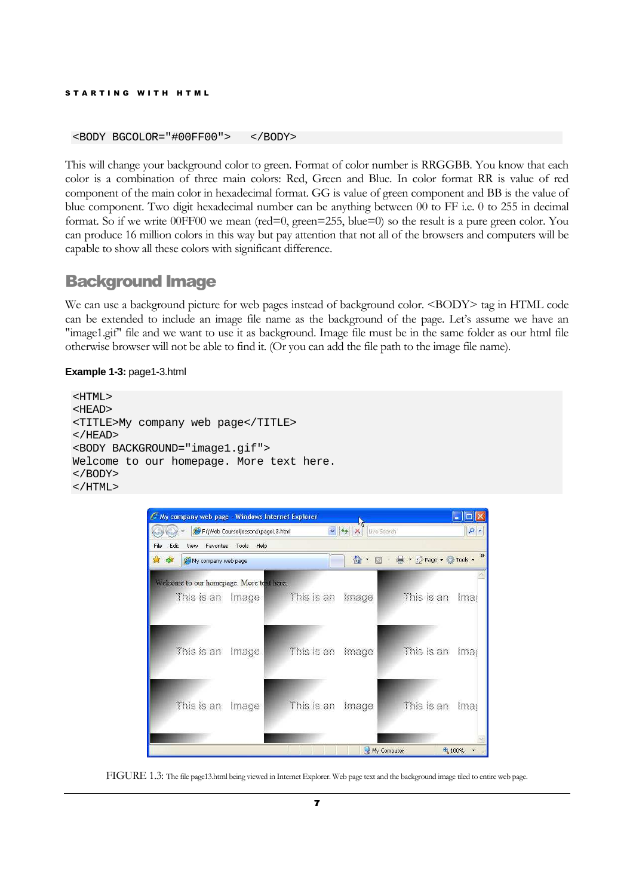```
<BODY BGCOLOR="#00FF00">   </BODY>
```

This will change your background color to green. Format of color number is RRGGBB. You know that each color is a combination of three main colors: Red, Green and Blue. In color format RR is value of red component of the main color in hexadecimal format. GG is value of green component and BB is the value of blue component. Two digit hexadecimal number can be anything between 00 to FF i.e. 0 to 255 in decimal format. So if we write 00FF00 we mean (red=0, green=255, blue=0) so the result is a pure green color. You can produce 16 million colors in this way but pay attention that not all of the browsers and computers will be capable to show all these colors with significant difference.

## Background Image

We can use a background picture for web pages instead of background color. <BODY> tag in HTML code can be extended to include an image file name as the background of the page. Let's assume we have an "image1.gif" file and we want to use it as background. Image file must be in the same folder as our html file otherwise browser will not be able to find it. (Or you can add the file path to the image file name).

**Example 1-3:** page1-3.html

```
<HTML>
<HEAD>
<TITLE>My company web page</TITLE>
</HEAD>
<BODY BACKGROUND="image1.gif">
Welcome to our homepage. More text here.
</BODY>
</HTML>
```

FIGURE 1.3: The file page13.html being viewed in Internet Explorer. Web page text and the background image tiled to entire web page.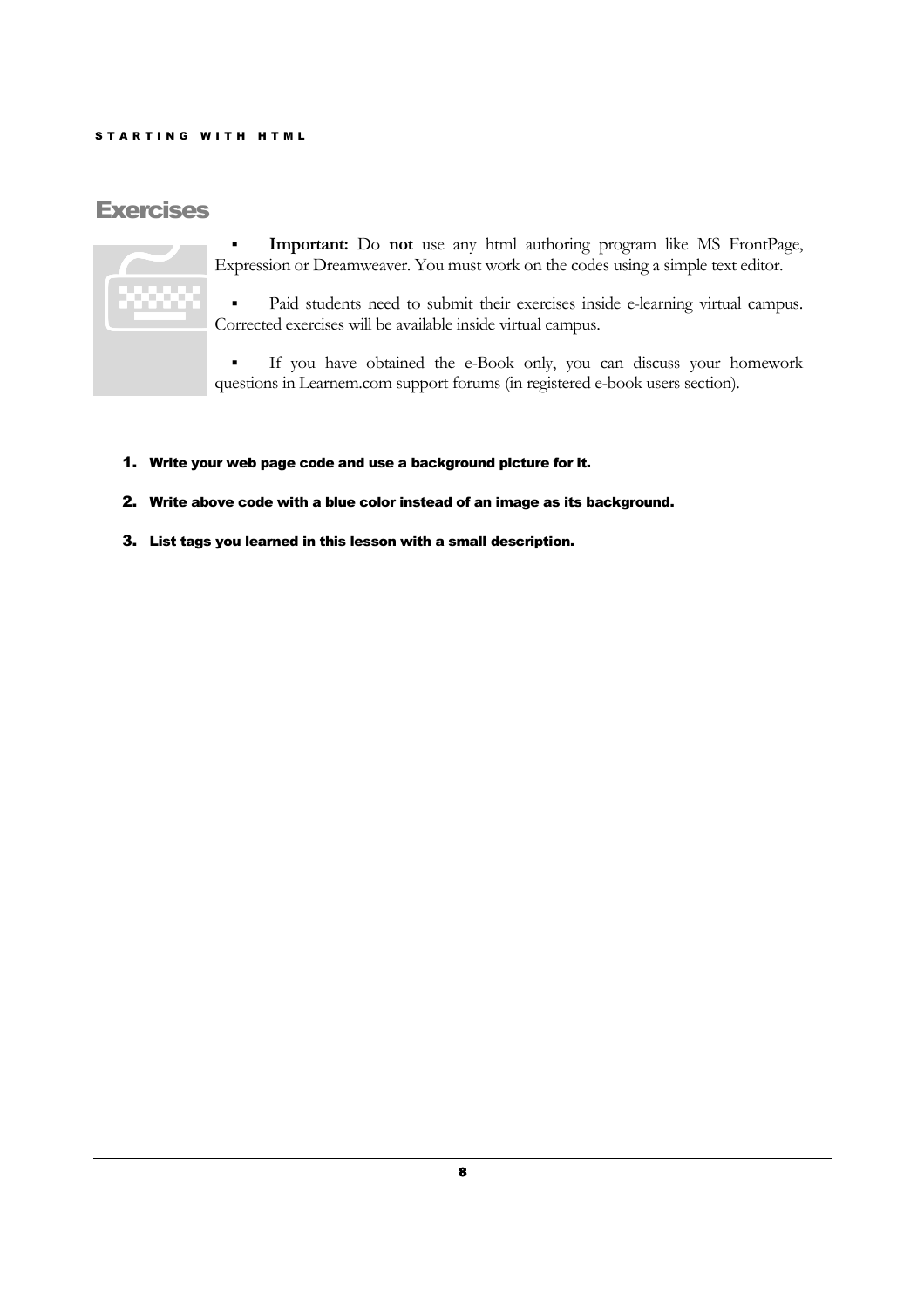## Exercises

- **Important:** Do **not** use any html authoring program like MS FrontPage, Expression or Dreamweaver. You must work on the codes using a simple text editor.
- Paid students need to submit their exercises inside e-learning virtual campus. Corrected exercises will be available inside virtual campus.
- If you have obtained the e-Book only, you can discuss your homework questions in Learnem.com support forums (in registered e-book users section).

---

1. **Write your web page code and use a background picture for it.**
2. **Write above code with a blue color instead of an image as its background.**
3. **List tags you learned in this lesson with a small description.**